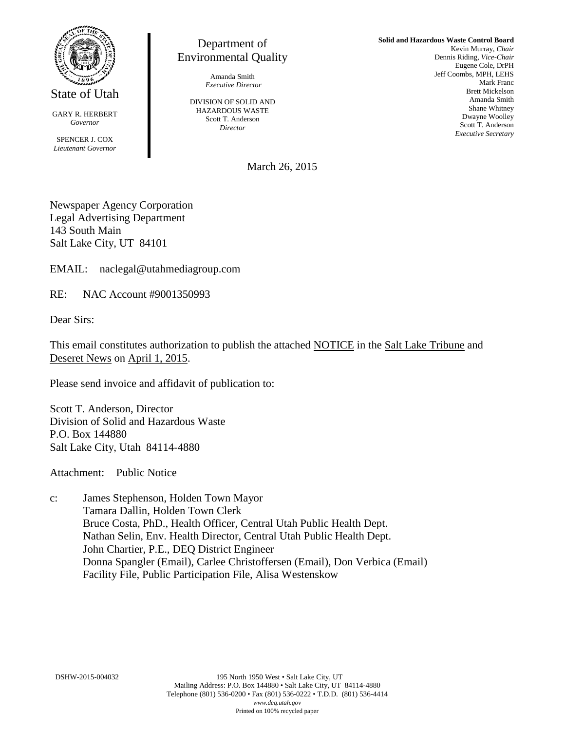State of Utah

GARY R. HERBERT
*Governor*

SPENCER J. COX
*Lieutenant Governor*

Department of
Environmental Quality

Amanda Smith
*Executive Director*

DIVISION OF SOLID AND
HAZARDOUS WASTE
Scott T. Anderson
*Director*

**Solid and Hazardous Waste Control Board**
Kevin Murray, *Chair*
Dennis Riding, *Vice-Chair*
Eugene Cole, DrPH
Jeff Coombs, MPH, LEHS
Mark Franc
Brett Mickelson
Amanda Smith
Shane Whitney
Dwayne Woolley
Scott T. Anderson
*Executive Secretary*

March 26, 2015

Newspaper Agency Corporation
Legal Advertising Department
143 South Main
Salt Lake City, UT 84101

EMAIL: naclegal@utahmediagroup.com

RE: NAC Account #9001350993

Dear Sirs:

This email constitutes authorization to publish the attached NOTICE in the Salt Lake Tribune and Deseret News on April 1, 2015.

Please send invoice and affidavit of publication to:

Scott T. Anderson, Director
Division of Solid and Hazardous Waste
P.O. Box 144880
Salt Lake City, Utah 84114-4880

Attachment: Public Notice

c: James Stephenson, Holden Town Mayor
Tamara Dallin, Holden Town Clerk
Bruce Costa, PhD., Health Officer, Central Utah Public Health Dept.
Nathan Selin, Env. Health Director, Central Utah Public Health Dept.
John Chartier, P.E., DEQ District Engineer
Donna Spangler (Email), Carlee Christoffersen (Email), Don Verbica (Email)
Facility File, Public Participation File, Alisa Westenskow

DSHW-2015-004032

195 North 1950 West • Salt Lake City, UT
Mailing Address: P.O. Box 144880 • Salt Lake City, UT 84114-4880
Telephone (801) 536-0200 • Fax (801) 536-0222 • T.D.D. (801) 536-4414
*www.deq.utah.gov*
Printed on 100% recycled paper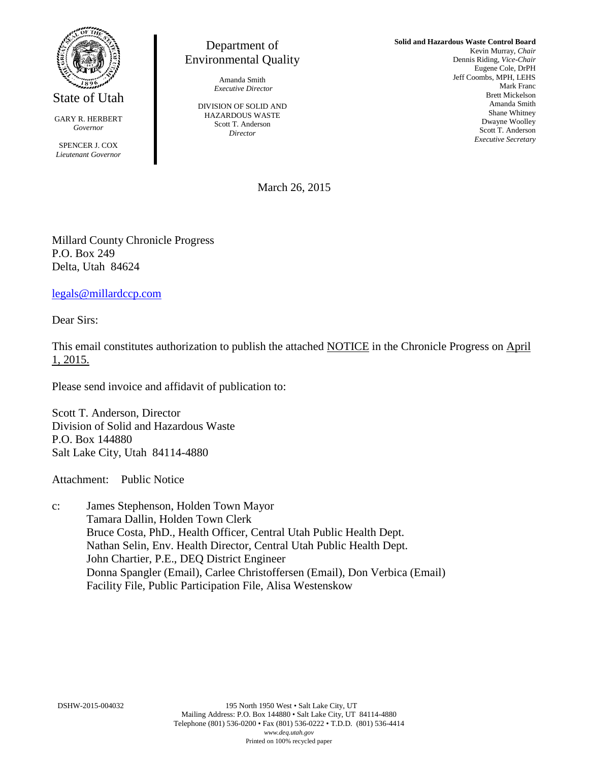State of Utah

GARY R. HERBERT
*Governor*

SPENCER J. COX
*Lieutenant Governor*

Department of
Environmental Quality

Amanda Smith
*Executive Director*

DIVISION OF SOLID AND
HAZARDOUS WASTE
Scott T. Anderson
*Director*

**Solid and Hazardous Waste Control Board**
Kevin Murray, *Chair*
Dennis Riding, *Vice-Chair*
Eugene Cole, DrPH
Jeff Coombs, MPH, LEHS
Mark Franc
Brett Mickelson
Amanda Smith
Shane Whitney
Dwayne Woolley
Scott T. Anderson
*Executive Secretary*

March 26, 2015

Millard County Chronicle Progress
P.O. Box 249
Delta, Utah 84624

legals@millardccp.com

Dear Sirs:

This email constitutes authorization to publish the attached NOTICE in the Chronicle Progress on April 1, 2015.

Please send invoice and affidavit of publication to:

Scott T. Anderson, Director
Division of Solid and Hazardous Waste
P.O. Box 144880
Salt Lake City, Utah 84114-4880

Attachment: Public Notice

c: James Stephenson, Holden Town Mayor
Tamara Dallin, Holden Town Clerk
Bruce Costa, PhD., Health Officer, Central Utah Public Health Dept.
Nathan Selin, Env. Health Director, Central Utah Public Health Dept.
John Chartier, P.E., DEQ District Engineer
Donna Spangler (Email), Carlee Christoffersen (Email), Don Verbica (Email)
Facility File, Public Participation File, Alisa Westenskow

DSHW-2015-004032

195 North 1950 West • Salt Lake City, UT
Mailing Address: P.O. Box 144880 • Salt Lake City, UT 84114-4880
Telephone (801) 536-0200 • Fax (801) 536-0222 • T.D.D. (801) 536-4414
*www.deq.utah.gov*
Printed on 100% recycled paper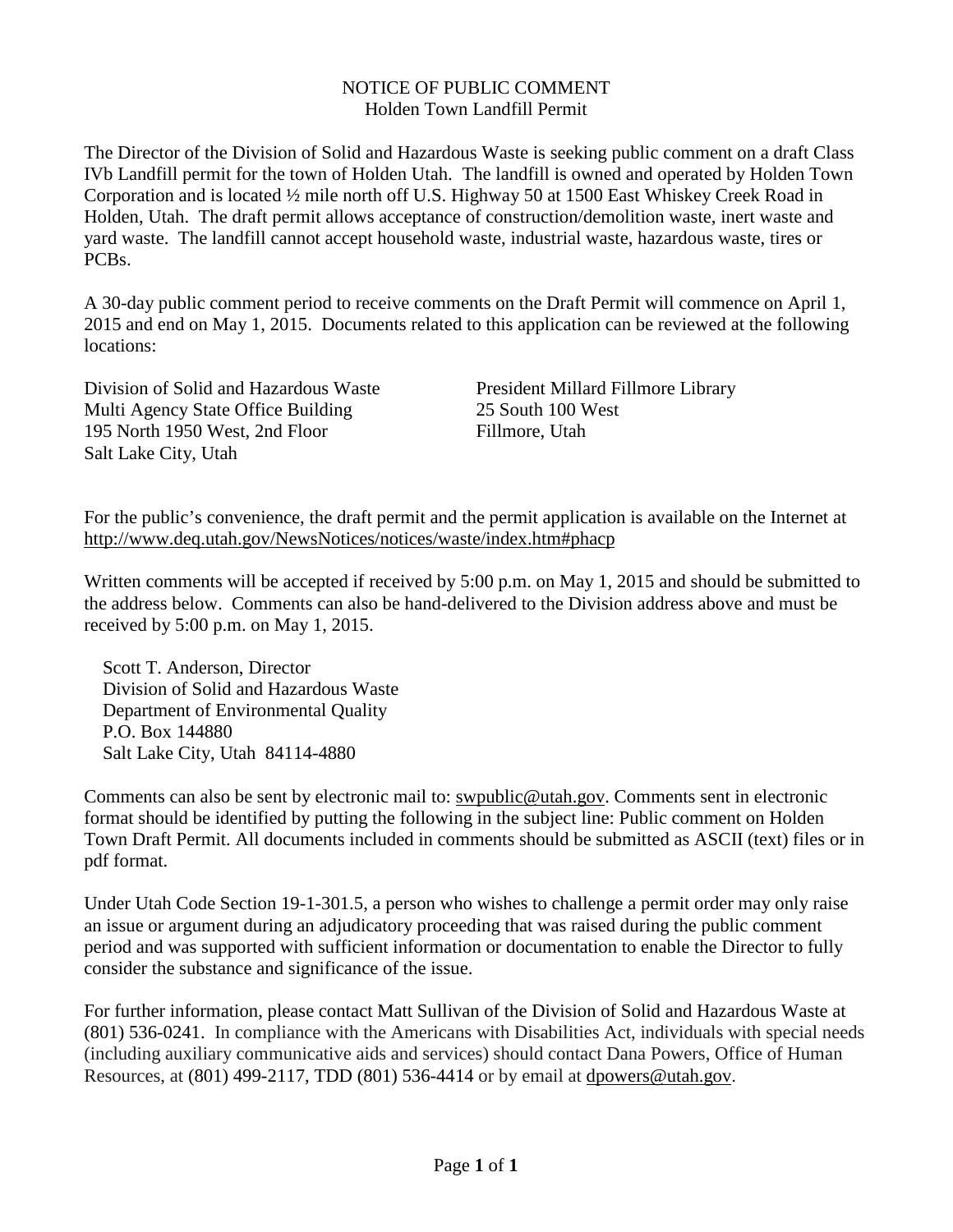NOTICE OF PUBLIC COMMENT

Holden Town Landfill Permit

The Director of the Division of Solid and Hazardous Waste is seeking public comment on a draft Class IVb Landfill permit for the town of Holden Utah. The landfill is owned and operated by Holden Town Corporation and is located ½ mile north off U.S. Highway 50 at 1500 East Whiskey Creek Road in Holden, Utah. The draft permit allows acceptance of construction/demolition waste, inert waste and yard waste. The landfill cannot accept household waste, industrial waste, hazardous waste, tires or PCBs.

A 30-day public comment period to receive comments on the Draft Permit will commence on April 1, 2015 and end on May 1, 2015. Documents related to this application can be reviewed at the following locations:

Division of Solid and Hazardous Waste
Multi Agency State Office Building
195 North 1950 West, 2nd Floor
Salt Lake City, Utah

President Millard Fillmore Library
25 South 100 West
Fillmore, Utah

For the public's convenience, the draft permit and the permit application is available on the Internet at http://www.deq.utah.gov/NewsNotices/notices/waste/index.htm#phacp

Written comments will be accepted if received by 5:00 p.m. on May 1, 2015 and should be submitted to the address below. Comments can also be hand-delivered to the Division address above and must be received by 5:00 p.m. on May 1, 2015.

Scott T. Anderson, Director
Division of Solid and Hazardous Waste
Department of Environmental Quality
P.O. Box 144880
Salt Lake City, Utah 84114-4880

Comments can also be sent by electronic mail to: swpublic@utah.gov. Comments sent in electronic format should be identified by putting the following in the subject line: Public comment on Holden Town Draft Permit. All documents included in comments should be submitted as ASCII (text) files or in pdf format.

Under Utah Code Section 19-1-301.5, a person who wishes to challenge a permit order may only raise an issue or argument during an adjudicatory proceeding that was raised during the public comment period and was supported with sufficient information or documentation to enable the Director to fully consider the substance and significance of the issue.

For further information, please contact Matt Sullivan of the Division of Solid and Hazardous Waste at (801) 536-0241. In compliance with the Americans with Disabilities Act, individuals with special needs (including auxiliary communicative aids and services) should contact Dana Powers, Office of Human Resources, at (801) 499-2117, TDD (801) 536-4414 or by email at dpowers@utah.gov.